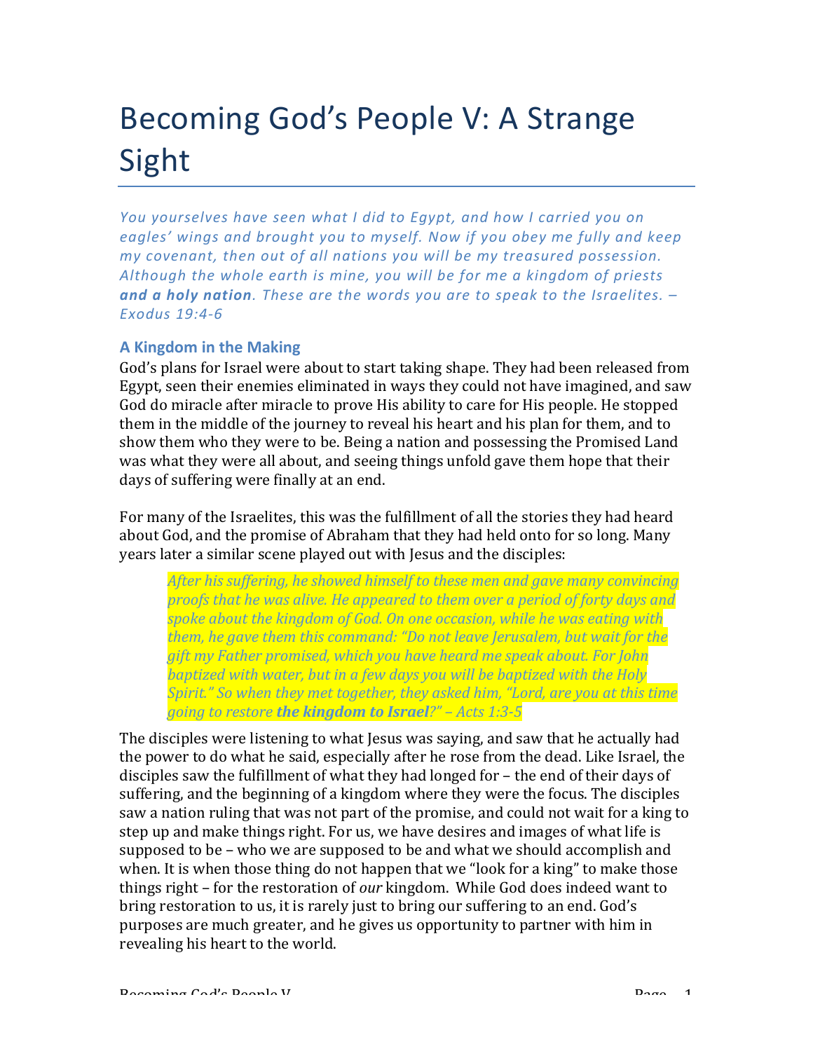# Becoming God's People V: A Strange Sight

*You yourselves have seen what I did to Egypt, and how I carried you on eagles' wings and brought you to myself. Now if you obey me fully and keep my covenant, then out of all nations you will be my treasured possession. Although the whole earth is mine, you will be for me a kingdom of priests* ***and a holy nation****. These are the words you are to speak to the Israelites. – Exodus 19:4-6*

### A Kingdom in the Making

God's plans for Israel were about to start taking shape. They had been released from Egypt, seen their enemies eliminated in ways they could not have imagined, and saw God do miracle after miracle to prove His ability to care for His people. He stopped them in the middle of the journey to reveal his heart and his plan for them, and to show them who they were to be. Being a nation and possessing the Promised Land was what they were all about, and seeing things unfold gave them hope that their days of suffering were finally at an end.

For many of the Israelites, this was the fulfillment of all the stories they had heard about God, and the promise of Abraham that they had held onto for so long. Many years later a similar scene played out with Jesus and the disciples:

> *After his suffering, he showed himself to these men and gave many convincing proofs that he was alive. He appeared to them over a period of forty days and spoke about the kingdom of God. On one occasion, while he was eating with them, he gave them this command: "Do not leave Jerusalem, but wait for the gift my Father promised, which you have heard me speak about. For John baptized with water, but in a few days you will be baptized with the Holy Spirit." So when they met together, they asked him, "Lord, are you at this time going to restore* ***the kingdom to Israel****?" – Acts 1:3-5*

The disciples were listening to what Jesus was saying, and saw that he actually had the power to do what he said, especially after he rose from the dead. Like Israel, the disciples saw the fulfillment of what they had longed for – the end of their days of suffering, and the beginning of a kingdom where they were the focus. The disciples saw a nation ruling that was not part of the promise, and could not wait for a king to step up and make things right. For us, we have desires and images of what life is supposed to be – who we are supposed to be and what we should accomplish and when. It is when those thing do not happen that we "look for a king" to make those things right – for the restoration of *our* kingdom. While God does indeed want to bring restoration to us, it is rarely just to bring our suffering to an end. God's purposes are much greater, and he gives us opportunity to partner with him in revealing his heart to the world.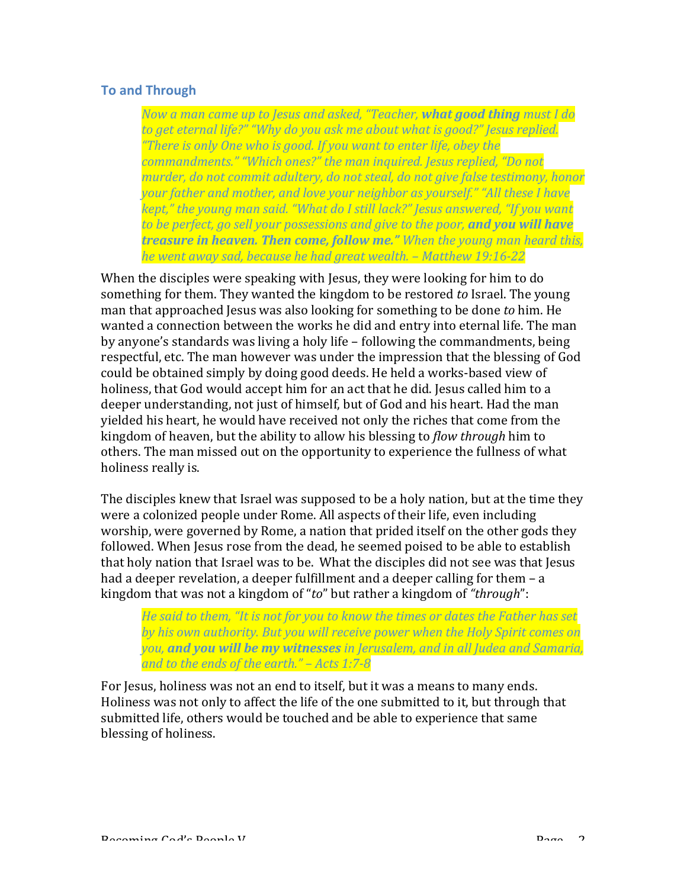## To and Through

> *Now a man came up to Jesus and asked, "Teacher, **what good thing** must I do to get eternal life?" "Why do you ask me about what is good?" Jesus replied. "There is only One who is good. If you want to enter life, obey the commandments." "Which ones?" the man inquired. Jesus replied, "Do not murder, do not commit adultery, do not steal, do not give false testimony, honor your father and mother, and love your neighbor as yourself." "All these I have kept," the young man said. "What do I still lack?" Jesus answered, "If you want to be perfect, go sell your possessions and give to the poor, **and you will have treasure in heaven. Then come, follow me."** When the young man heard this, he went away sad, because he had great wealth. – Matthew 19:16-22*

When the disciples were speaking with Jesus, they were looking for him to do something for them. They wanted the kingdom to be restored *to* Israel. The young man that approached Jesus was also looking for something to be done *to* him. He wanted a connection between the works he did and entry into eternal life. The man by anyone's standards was living a holy life – following the commandments, being respectful, etc. The man however was under the impression that the blessing of God could be obtained simply by doing good deeds. He held a works-based view of holiness, that God would accept him for an act that he did. Jesus called him to a deeper understanding, not just of himself, but of God and his heart. Had the man yielded his heart, he would have received not only the riches that come from the kingdom of heaven, but the ability to allow his blessing to *flow through* him to others. The man missed out on the opportunity to experience the fullness of what holiness really is.

The disciples knew that Israel was supposed to be a holy nation, but at the time they were a colonized people under Rome. All aspects of their life, even including worship, were governed by Rome, a nation that prided itself on the other gods they followed. When Jesus rose from the dead, he seemed poised to be able to establish that holy nation that Israel was to be. What the disciples did not see was that Jesus had a deeper revelation, a deeper fulfillment and a deeper calling for them – a kingdom that was not a kingdom of "*to*" but rather a kingdom of *"through*":

> *He said to them, "It is not for you to know the times or dates the Father has set by his own authority. But you will receive power when the Holy Spirit comes on you, **and you will be my witnesses** in Jerusalem, and in all Judea and Samaria, and to the ends of the earth." – Acts 1:7-8*

For Jesus, holiness was not an end to itself, but it was a means to many ends. Holiness was not only to affect the life of the one submitted to it, but through that submitted life, others would be touched and be able to experience that same blessing of holiness.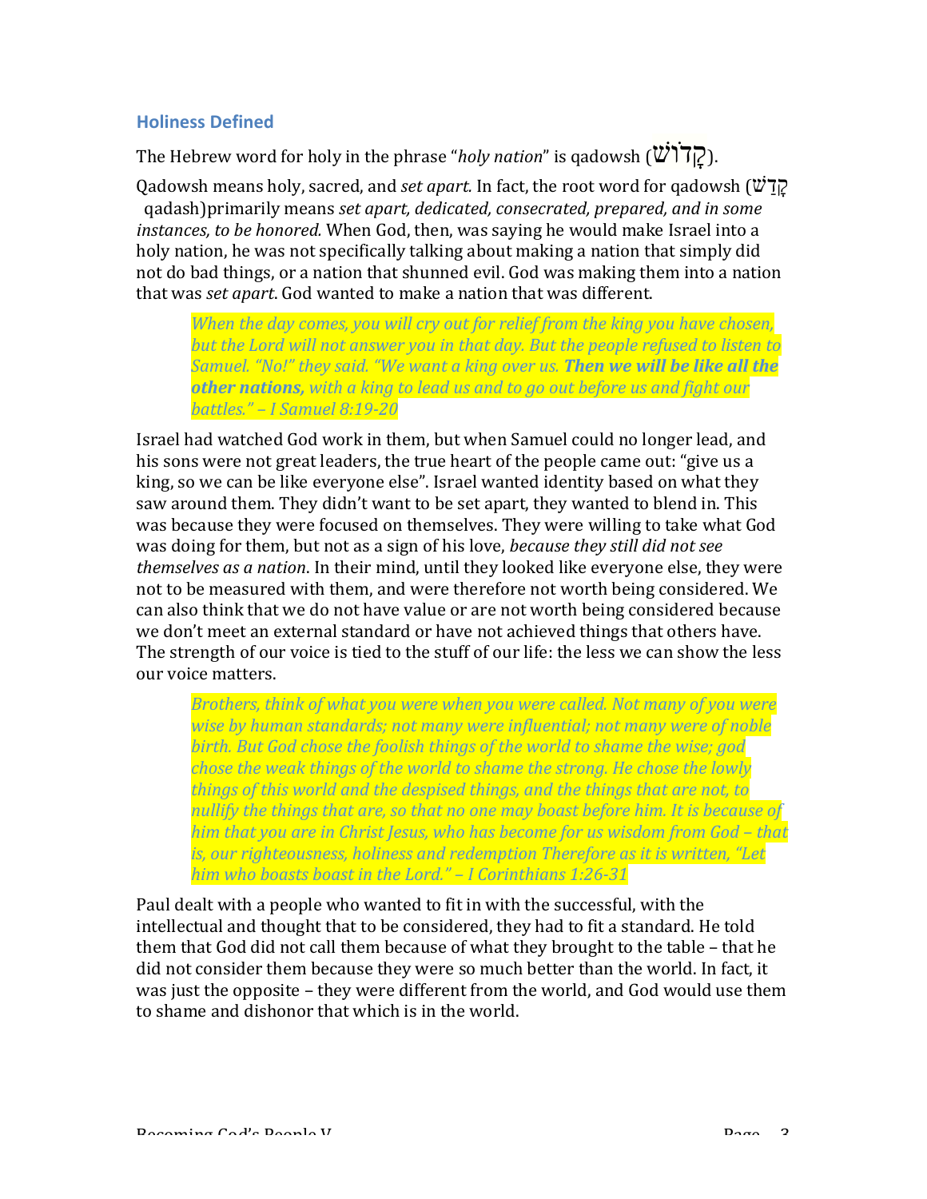## Holiness Defined

The Hebrew word for holy in the phrase "*holy nation*" is qadowsh (קָדוֹשׁ).

Qadowsh means holy, sacred, and *set apart.* In fact, the root word for qadowsh (קָדַשׁ qadash)primarily means *set apart, dedicated, consecrated, prepared, and in some instances, to be honored.* When God, then, was saying he would make Israel into a holy nation, he was not specifically talking about making a nation that simply did not do bad things, or a nation that shunned evil. God was making them into a nation that was *set apart*. God wanted to make a nation that was different.

> *When the day comes, you will cry out for relief from the king you have chosen, but the Lord will not answer you in that day. But the people refused to listen to Samuel. "No!" they said. "We want a king over us.* ***Then we will be like all the other nations,*** *with a king to lead us and to go out before us and fight our battles." – I Samuel 8:19-20*

Israel had watched God work in them, but when Samuel could no longer lead, and his sons were not great leaders, the true heart of the people came out: "give us a king, so we can be like everyone else". Israel wanted identity based on what they saw around them. They didn't want to be set apart, they wanted to blend in. This was because they were focused on themselves. They were willing to take what God was doing for them, but not as a sign of his love, *because they still did not see themselves as a nation*. In their mind, until they looked like everyone else, they were not to be measured with them, and were therefore not worth being considered. We can also think that we do not have value or are not worth being considered because we don't meet an external standard or have not achieved things that others have. The strength of our voice is tied to the stuff of our life: the less we can show the less our voice matters.

> *Brothers, think of what you were when you were called. Not many of you were wise by human standards; not many were influential; not many were of noble birth. But God chose the foolish things of the world to shame the wise; god chose the weak things of the world to shame the strong. He chose the lowly things of this world and the despised things, and the things that are not, to nullify the things that are, so that no one may boast before him. It is because of him that you are in Christ Jesus, who has become for us wisdom from God – that is, our righteousness, holiness and redemption Therefore as it is written, "Let him who boasts boast in the Lord." – I Corinthians 1:26-31*

Paul dealt with a people who wanted to fit in with the successful, with the intellectual and thought that to be considered, they had to fit a standard. He told them that God did not call them because of what they brought to the table – that he did not consider them because they were so much better than the world. In fact, it was just the opposite – they were different from the world, and God would use them to shame and dishonor that which is in the world.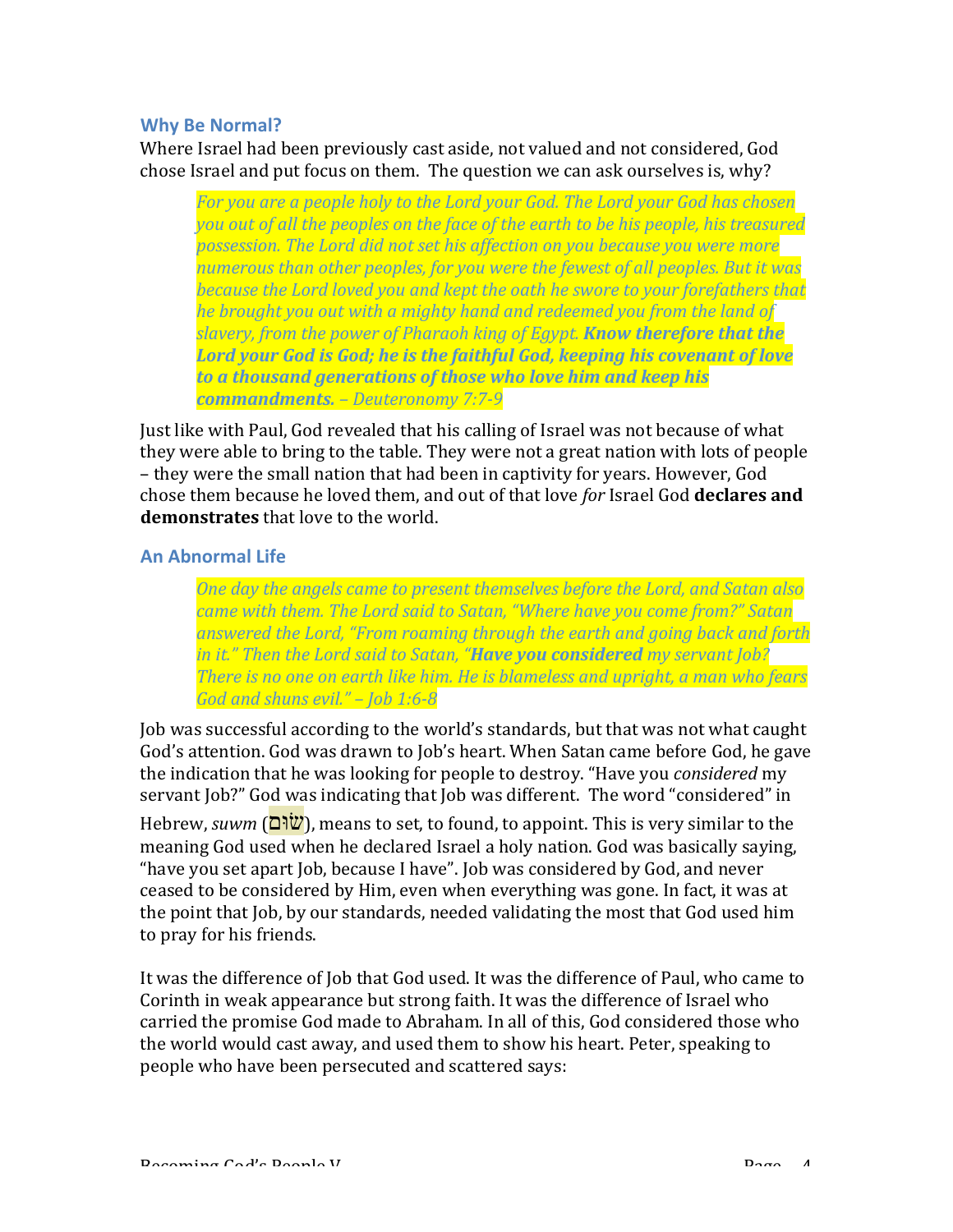## Why Be Normal?

Where Israel had been previously cast aside, not valued and not considered, God chose Israel and put focus on them. The question we can ask ourselves is, why?

> *For you are a people holy to the Lord your God. The Lord your God has chosen you out of all the peoples on the face of the earth to be his people, his treasured possession. The Lord did not set his affection on you because you were more numerous than other peoples, for you were the fewest of all peoples. But it was because the Lord loved you and kept the oath he swore to your forefathers that he brought you out with a mighty hand and redeemed you from the land of slavery, from the power of Pharaoh king of Egypt.* ***Know therefore that the Lord your God is God; he is the faithful God, keeping his covenant of love to a thousand generations of those who love him and keep his commandments.*** *– Deuteronomy 7:7-9*

Just like with Paul, God revealed that his calling of Israel was not because of what they were able to bring to the table. They were not a great nation with lots of people – they were the small nation that had been in captivity for years. However, God chose them because he loved them, and out of that love *for* Israel God **declares and demonstrates** that love to the world.

## An Abnormal Life

> *One day the angels came to present themselves before the Lord, and Satan also came with them. The Lord said to Satan, "Where have you come from?" Satan answered the Lord, "From roaming through the earth and going back and forth in it." Then the Lord said to Satan, "****Have you considered*** *my servant Job? There is no one on earth like him. He is blameless and upright, a man who fears God and shuns evil." – Job 1:6-8*

Job was successful according to the world's standards, but that was not what caught God's attention. God was drawn to Job's heart. When Satan came before God, he gave the indication that he was looking for people to destroy. "Have you *considered* my servant Job?" God was indicating that Job was different. The word "considered" in Hebrew, *suwm* (שׂוּם), means to set, to found, to appoint. This is very similar to the meaning God used when he declared Israel a holy nation. God was basically saying, "have you set apart Job, because I have". Job was considered by God, and never ceased to be considered by Him, even when everything was gone. In fact, it was at the point that Job, by our standards, needed validating the most that God used him to pray for his friends.

It was the difference of Job that God used. It was the difference of Paul, who came to Corinth in weak appearance but strong faith. It was the difference of Israel who carried the promise God made to Abraham. In all of this, God considered those who the world would cast away, and used them to show his heart. Peter, speaking to people who have been persecuted and scattered says: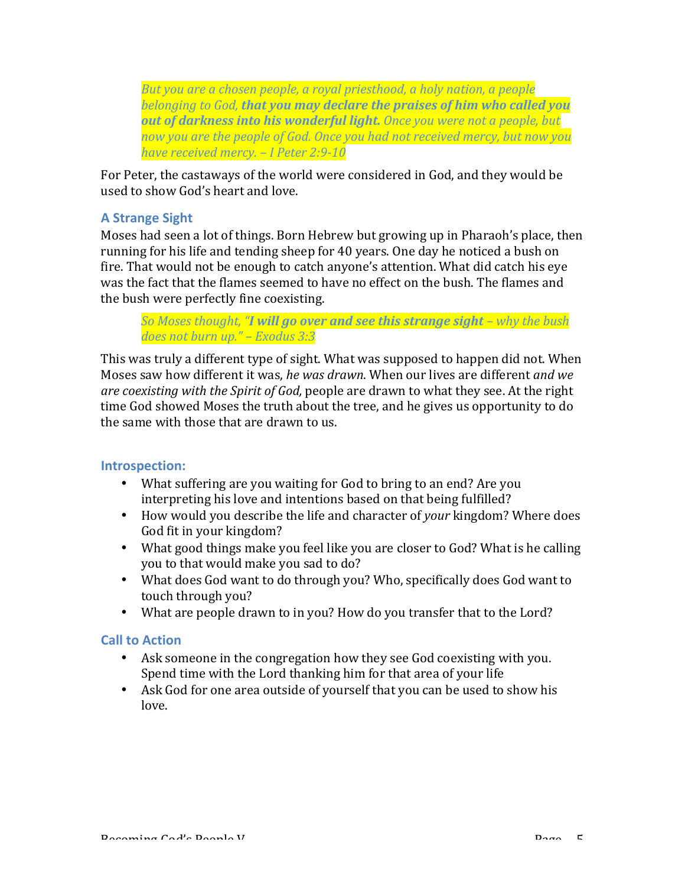> *But you are a chosen people, a royal priesthood, a holy nation, a people belonging to God,* ***that you may declare the praises of him who called you out of darkness into his wonderful light.*** *Once you were not a people, but now you are the people of God. Once you had not received mercy, but now you have received mercy. – I Peter 2:9-10*

For Peter, the castaways of the world were considered in God, and they would be used to show God's heart and love.

### A Strange Sight

Moses had seen a lot of things. Born Hebrew but growing up in Pharaoh's place, then running for his life and tending sheep for 40 years. One day he noticed a bush on fire. That would not be enough to catch anyone's attention. What did catch his eye was the fact that the flames seemed to have no effect on the bush. The flames and the bush were perfectly fine coexisting.

> *So Moses thought, "****I will go over and see this strange sight*** *– why the bush does not burn up." – Exodus 3:3*

This was truly a different type of sight. What was supposed to happen did not. When Moses saw how different it was, *he was drawn*. When our lives are different *and we are coexisting with the Spirit of God,* people are drawn to what they see. At the right time God showed Moses the truth about the tree, and he gives us opportunity to do the same with those that are drawn to us.

### Introspection:

- What suffering are you waiting for God to bring to an end? Are you interpreting his love and intentions based on that being fulfilled?
- How would you describe the life and character of *your* kingdom? Where does God fit in your kingdom?
- What good things make you feel like you are closer to God? What is he calling you to that would make you sad to do?
- What does God want to do through you? Who, specifically does God want to touch through you?
- What are people drawn to in you? How do you transfer that to the Lord?

### Call to Action

- Ask someone in the congregation how they see God coexisting with you. Spend time with the Lord thanking him for that area of your life
- Ask God for one area outside of yourself that you can be used to show his love.